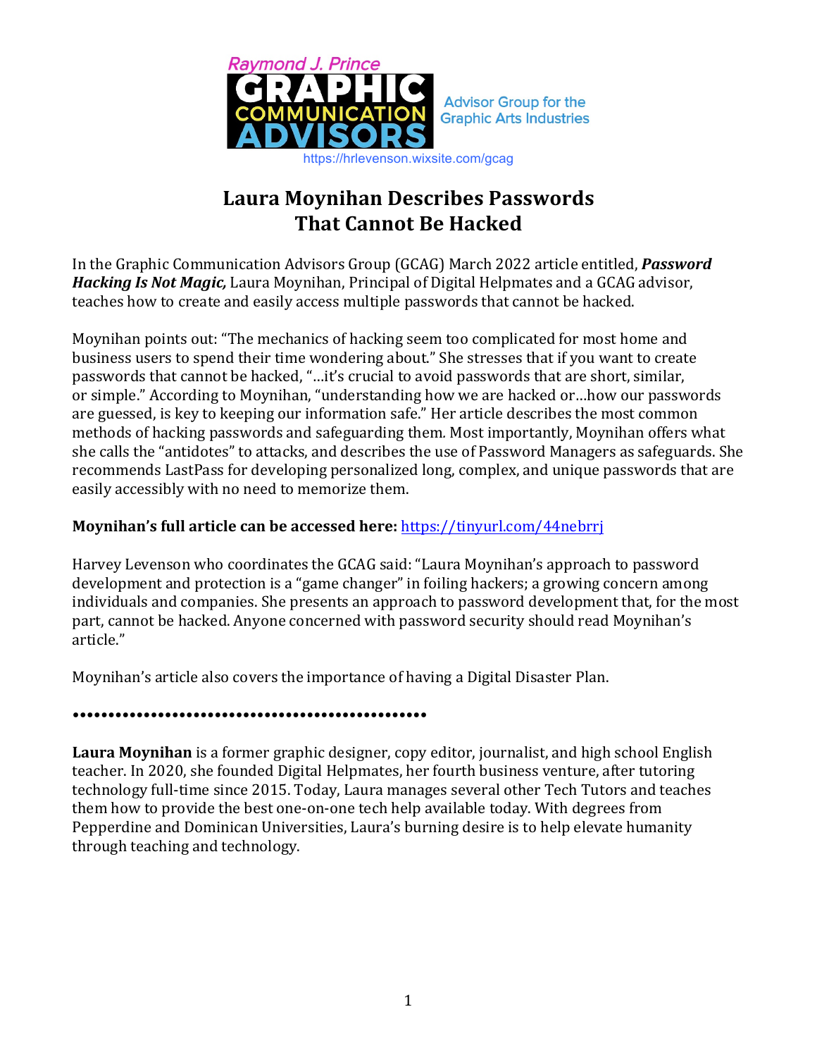Raymond J. Prince
**GRAPHIC COMMUNICATION ADVISORS**
Advisor Group for the Graphic Arts Industries
https://hrlevenson.wixsite.com/gcag

# Laura Moynihan Describes Passwords That Cannot Be Hacked

In the Graphic Communication Advisors Group (GCAG) March 2022 article entitled, ***Password Hacking Is Not Magic,*** Laura Moynihan, Principal of Digital Helpmates and a GCAG advisor, teaches how to create and easily access multiple passwords that cannot be hacked.

Moynihan points out: "The mechanics of hacking seem too complicated for most home and business users to spend their time wondering about." She stresses that if you want to create passwords that cannot be hacked, "…it's crucial to avoid passwords that are short, similar, or simple." According to Moynihan, "understanding how we are hacked or…how our passwords are guessed, is key to keeping our information safe." Her article describes the most common methods of hacking passwords and safeguarding them. Most importantly, Moynihan offers what she calls the "antidotes" to attacks, and describes the use of Password Managers as safeguards. She recommends LastPass for developing personalized long, complex, and unique passwords that are easily accessibly with no need to memorize them.

**Moynihan's full article can be accessed here:** https://tinyurl.com/44nebrrj

Harvey Levenson who coordinates the GCAG said: "Laura Moynihan's approach to password development and protection is a "game changer" in foiling hackers; a growing concern among individuals and companies. She presents an approach to password development that, for the most part, cannot be hacked. Anyone concerned with password security should read Moynihan's article."

Moynihan's article also covers the importance of having a Digital Disaster Plan.

••••••••••••••••••••••••••••••••••••••••••••••

**Laura Moynihan** is a former graphic designer, copy editor, journalist, and high school English teacher. In 2020, she founded Digital Helpmates, her fourth business venture, after tutoring technology full-time since 2015. Today, Laura manages several other Tech Tutors and teaches them how to provide the best one-on-one tech help available today. With degrees from Pepperdine and Dominican Universities, Laura's burning desire is to help elevate humanity through teaching and technology.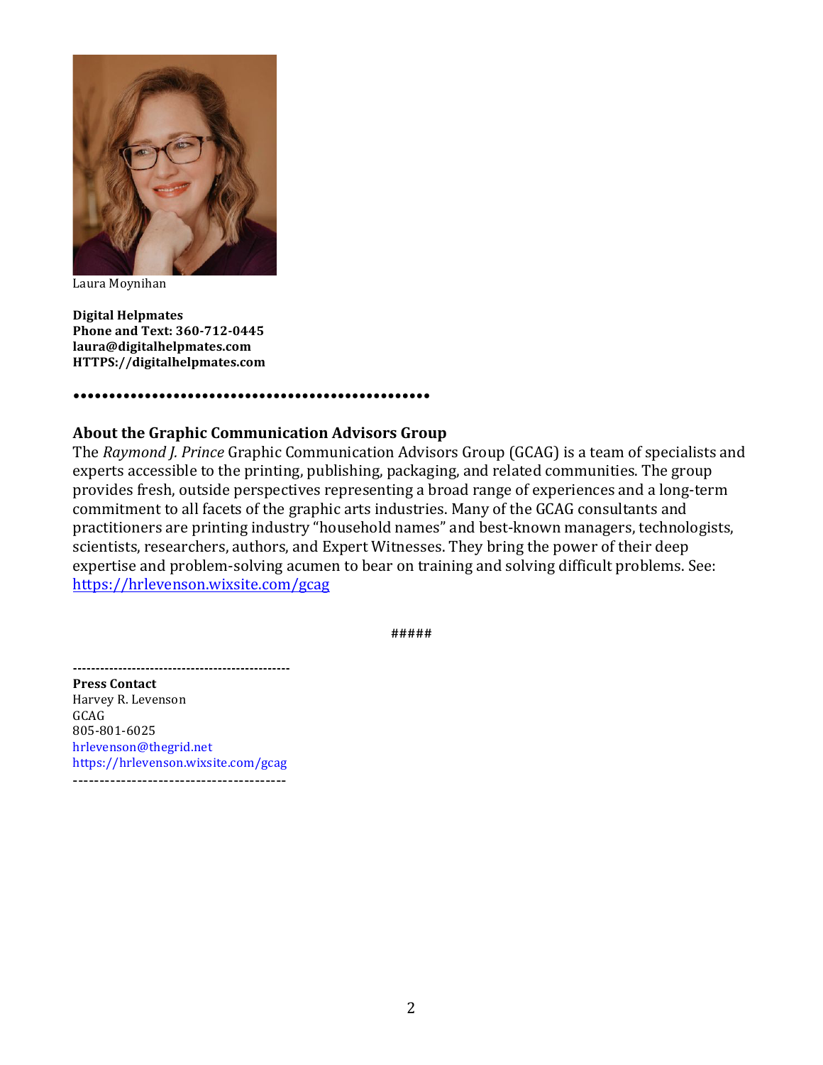Laura Moynihan

**Digital Helpmates**
**Phone and Text: 360-712-0445**
**laura@digitalhelpmates.com**
**HTTPS://digitalhelpmates.com**

••••••••••••••••••••••••••••••••••••••••••••••••

### About the Graphic Communication Advisors Group

The *Raymond J. Prince* Graphic Communication Advisors Group (GCAG) is a team of specialists and experts accessible to the printing, publishing, packaging, and related communities. The group provides fresh, outside perspectives representing a broad range of experiences and a long-term commitment to all facets of the graphic arts industries. Many of the GCAG consultants and practitioners are printing industry "household names" and best-known managers, technologists, scientists, researchers, authors, and Expert Witnesses. They bring the power of their deep expertise and problem-solving acumen to bear on training and solving difficult problems. See: https://hrlevenson.wixsite.com/gcag

#####

-----------------------------------------------

**Press Contact**
Harvey R. Levenson
GCAG
805-801-6025
hrlevenson@thegrid.net
https://hrlevenson.wixsite.com/gcag

-----------------------------------------------